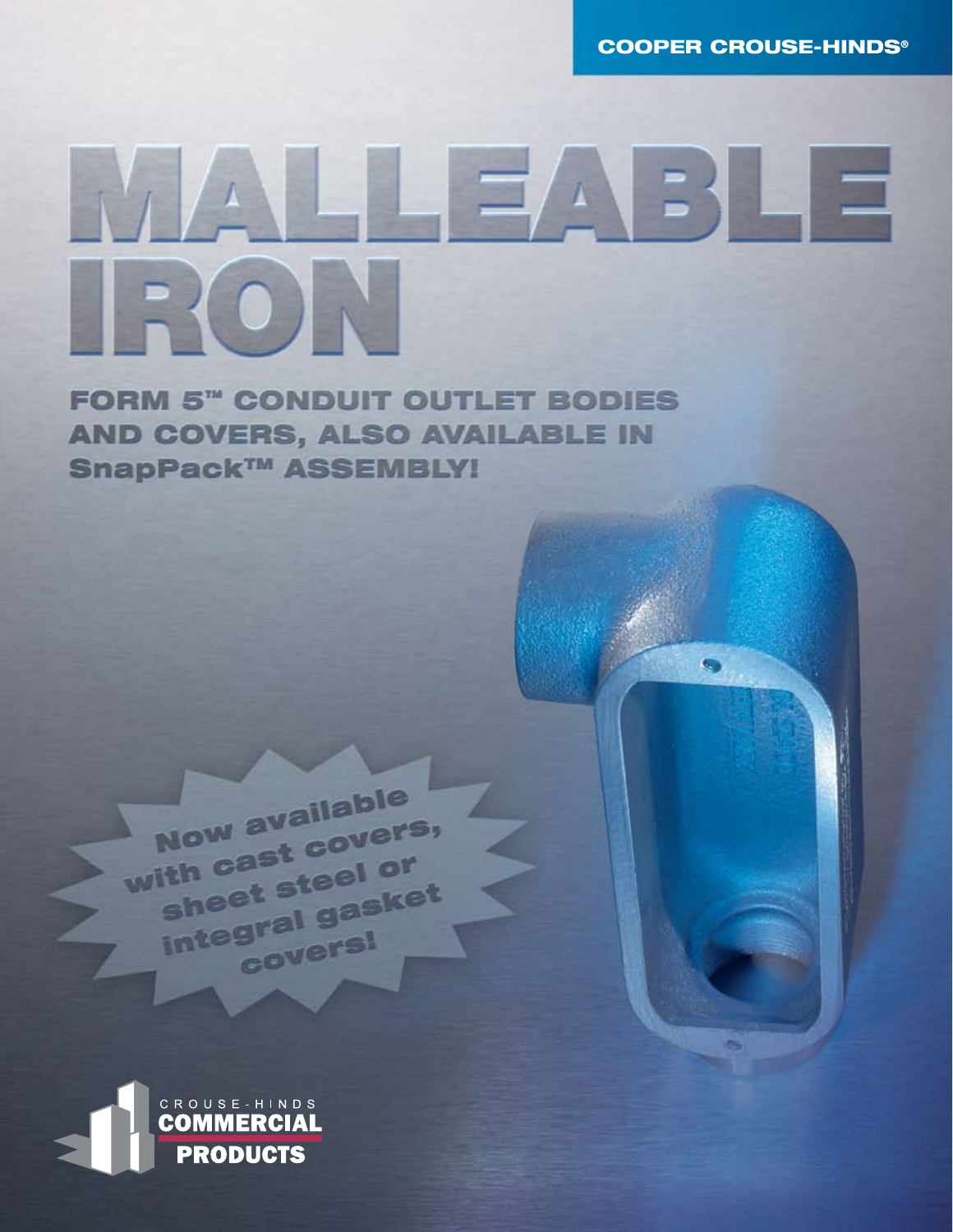COOPER CROUSE-HINDS®

# MALLEABLE IRON

## FORM 5™ CONDUIT OUTLET BODIES AND COVERS, ALSO AVAILABLE IN SnapPack™ ASSEMBLY!

**Now available with cast covers, sheet steel or integral gasket covers!**

CROUSE-HINDS COMMERCIAL PRODUCTS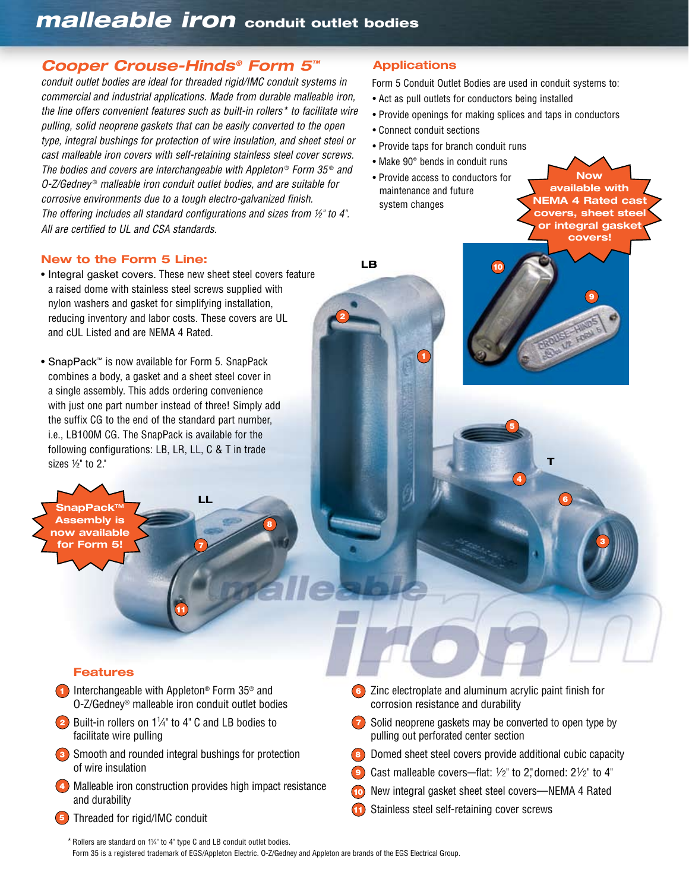# malleable iron conduit outlet bodies

## Cooper Crouse-Hinds® Form 5™

*conduit outlet bodies are ideal for threaded rigid/IMC conduit systems in commercial and industrial applications. Made from durable malleable iron, the line offers convenient features such as built-in rollers* to facilitate wire pulling, solid neoprene gaskets that can be easily converted to the open type, integral bushings for protection of wire insulation, and sheet steel or cast malleable iron covers with self-retaining stainless steel cover screws. The bodies and covers are interchangeable with Appleton® Form 35® and O-Z/Gedney® malleable iron conduit outlet bodies, and are suitable for corrosive environments due to a tough electro-galvanized finish. The offering includes all standard configurations and sizes from ½" to 4". All are certified to UL and CSA standards.*

## New to the Form 5 Line:

- **Integral gasket covers.** These new sheet steel covers feature a raised dome with stainless steel screws supplied with nylon washers and gasket for simplifying installation, reducing inventory and labor costs. These covers are UL and cUL Listed and are NEMA 4 Rated.
- SnapPack™ is now available for Form 5. SnapPack combines a body, a gasket and a sheet steel cover in a single assembly. This adds ordering convenience with just one part number instead of three! Simply add the suffix CG to the end of the standard part number, i.e., LB100M CG. The SnapPack is available for the following configurations: LB, LR, LL, C & T in trade sizes ½" to 2."

**SnapPack™ Assembly is now available for Form 5!**

## Applications

Form 5 Conduit Outlet Bodies are used in conduit systems to:

- Act as pull outlets for conductors being installed
- Provide openings for making splices and taps in conductors
- Connect conduit sections
- Provide taps for branch conduit runs
- Make 90° bends in conduit runs
- Provide access to conductors for maintenance and future system changes

**Now available with NEMA 4 Rated cast covers, sheet steel or integral gasket covers!**

LB

T

LL

## Features

1. Interchangeable with Appleton® Form 35® and O-Z/Gedney® malleable iron conduit outlet bodies
2. Built-in rollers on 1¼" to 4" C and LB bodies to facilitate wire pulling
3. Smooth and rounded integral bushings for protection of wire insulation
4. Malleable iron construction provides high impact resistance and durability
5. Threaded for rigid/IMC conduit
6. Zinc electroplate and aluminum acrylic paint finish for corrosion resistance and durability
7. Solid neoprene gaskets may be converted to open type by pulling out perforated center section
8. Domed sheet steel covers provide additional cubic capacity
9. Cast malleable covers—flat: ½" to 2," domed: 2½" to 4"
10. New integral gasket sheet steel covers—NEMA 4 Rated
11. Stainless steel self-retaining cover screws

\* Rollers are standard on 1¼" to 4" type C and LB conduit outlet bodies.
Form 35 is a registered trademark of EGS/Appleton Electric. O-Z/Gedney and Appleton are brands of the EGS Electrical Group.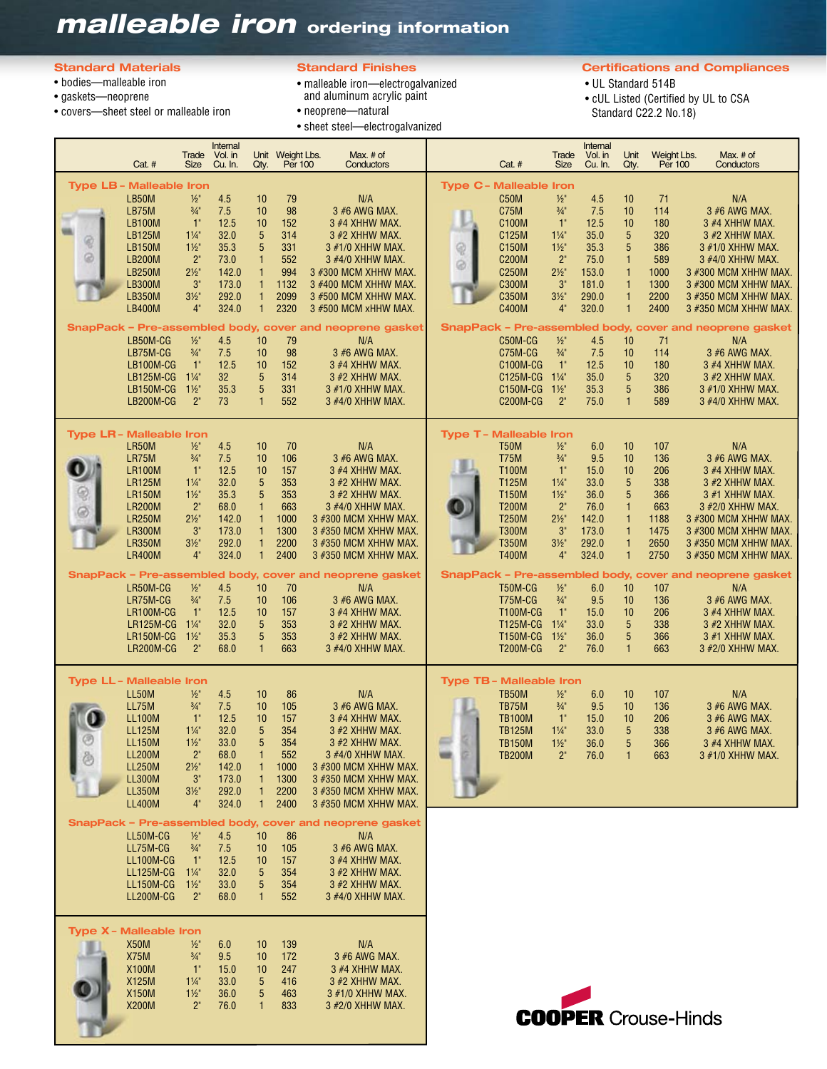# malleable iron ordering information

**Standard Materials**
- bodies—malleable iron
- gaskets—neoprene
- covers—sheet steel or malleable iron

**Standard Finishes**
- malleable iron—electrogalvanized and aluminum acrylic paint
- neoprene—natural
- sheet steel—electrogalvanized

**Certifications and Compliances**
- UL Standard 514B
- cUL Listed (Certified by UL to CSA Standard C22.2 No.18)

## Type LB – Malleable Iron

| Cat. # | Trade Size | Internal Vol. in Cu. In. | Unit Qty. | Weight Lbs. Per 100 | Max. # of Conductors |
|---|---|---|---|---|---|
| LB50M | ½" | 4.5 | 10 | 79 | N/A |
| LB75M | ¾" | 7.5 | 10 | 98 | 3 #6 AWG MAX. |
| LB100M | 1" | 12.5 | 10 | 152 | 3 #4 XHHW MAX. |
| LB125M | 1¼" | 32.0 | 5 | 314 | 3 #2 XHHW MAX. |
| LB150M | 1½" | 35.3 | 5 | 331 | 3 #1/0 XHHW MAX. |
| LB200M | 2" | 73.0 | 1 | 552 | 3 #4/0 XHHW MAX. |
| LB250M | 2½" | 142.0 | 1 | 994 | 3 #300 MCM XHHW MAX. |
| LB300M | 3" | 173.0 | 1 | 1132 | 3 #400 MCM XHHW MAX. |
| LB350M | 3½" | 292.0 | 1 | 2099 | 3 #500 MCM XHHW MAX. |
| LB400M | 4" | 324.0 | 1 | 2320 | 3 #500 MCM xHHW MAX. |

**SnapPack – Pre-assembled body, cover and neoprene gasket**

| Cat. # | Trade Size | Internal Vol. in Cu. In. | Unit Qty. | Weight Lbs. Per 100 | Max. # of Conductors |
|---|---|---|---|---|---|
| LB50M-CG | ½" | 4.5 | 10 | 79 | N/A |
| LB75M-CG | ¾" | 7.5 | 10 | 98 | 3 #6 AWG MAX. |
| LB100M-CG | 1" | 12.5 | 10 | 152 | 3 #4 XHHW MAX. |
| LB125M-CG | 1¼" | 32 | 5 | 314 | 3 #2 XHHW MAX. |
| LB150M-CG | 1½" | 35.3 | 5 | 331 | 3 #1/0 XHHW MAX. |
| LB200M-CG | 2" | 73 | 1 | 552 | 3 #4/0 XHHW MAX. |

## Type LR – Malleable Iron

| Cat. # | Trade Size | Internal Vol. in Cu. In. | Unit Qty. | Weight Lbs. Per 100 | Max. # of Conductors |
|---|---|---|---|---|---|
| LR50M | ½" | 4.5 | 10 | 70 | N/A |
| LR75M | ¾" | 7.5 | 10 | 106 | 3 #6 AWG MAX. |
| LR100M | 1" | 12.5 | 10 | 157 | 3 #4 XHHW MAX. |
| LR125M | 1¼" | 32.0 | 5 | 353 | 3 #2 XHHW MAX. |
| LR150M | 1½" | 35.3 | 5 | 353 | 3 #2 XHHW MAX. |
| LR200M | 2" | 68.0 | 1 | 663 | 3 #4/0 XHHW MAX. |
| LR250M | 2½" | 142.0 | 1 | 1000 | 3 #300 MCM XHHW MAX. |
| LR300M | 3" | 173.0 | 1 | 1300 | 3 #350 MCM XHHW MAX. |
| LR350M | 3½" | 292.0 | 1 | 2200 | 3 #350 MCM XHHW MAX. |
| LR400M | 4" | 324.0 | 1 | 2400 | 3 #350 MCM XHHW MAX. |

**SnapPack – Pre-assembled body, cover and neoprene gasket**

| Cat. # | Trade Size | Internal Vol. in Cu. In. | Unit Qty. | Weight Lbs. Per 100 | Max. # of Conductors |
|---|---|---|---|---|---|
| LR50M-CG | ½" | 4.5 | 10 | 70 | N/A |
| LR75M-CG | ¾" | 7.5 | 10 | 106 | 3 #6 AWG MAX. |
| LR100M-CG | 1" | 12.5 | 10 | 157 | 3 #4 XHHW MAX. |
| LR125M-CG | 1¼" | 32.0 | 5 | 353 | 3 #2 XHHW MAX. |
| LR150M-CG | 1½" | 35.3 | 5 | 353 | 3 #2 XHHW MAX. |
| LR200M-CG | 2" | 68.0 | 1 | 663 | 3 #4/0 XHHW MAX. |

## Type LL – Malleable Iron

| Cat. # | Trade Size | Internal Vol. in Cu. In. | Unit Qty. | Weight Lbs. Per 100 | Max. # of Conductors |
|---|---|---|---|---|---|
| LL50M | ½" | 4.5 | 10 | 86 | N/A |
| LL75M | ¾" | 7.5 | 10 | 105 | 3 #6 AWG MAX. |
| LL100M | 1" | 12.5 | 10 | 157 | 3 #4 XHHW MAX. |
| LL125M | 1¼" | 32.0 | 5 | 354 | 3 #2 XHHW MAX. |
| LL150M | 1½" | 33.0 | 5 | 354 | 3 #2 XHHW MAX. |
| LL200M | 2" | 68.0 | 1 | 552 | 3 #4/0 XHHW MAX. |
| LL250M | 2½" | 142.0 | 1 | 1000 | 3 #300 MCM XHHW MAX. |
| LL300M | 3" | 173.0 | 1 | 1300 | 3 #350 MCM XHHW MAX. |
| LL350M | 3½" | 292.0 | 1 | 2200 | 3 #350 MCM XHHW MAX. |
| LL400M | 4" | 324.0 | 1 | 2400 | 3 #350 MCM XHHW MAX. |

**SnapPack – Pre-assembled body, cover and neoprene gasket**

| Cat. # | Trade Size | Internal Vol. in Cu. In. | Unit Qty. | Weight Lbs. Per 100 | Max. # of Conductors |
|---|---|---|---|---|---|
| LL50M-CG | ½" | 4.5 | 10 | 86 | N/A |
| LL75M-CG | ¾" | 7.5 | 10 | 105 | 3 #6 AWG MAX. |
| LL100M-CG | 1" | 12.5 | 10 | 157 | 3 #4 XHHW MAX. |
| LL125M-CG | 1¼" | 32.0 | 5 | 354 | 3 #2 XHHW MAX. |
| LL150M-CG | 1½" | 33.0 | 5 | 354 | 3 #2 XHHW MAX. |
| LL200M-CG | 2" | 68.0 | 1 | 552 | 3 #4/0 XHHW MAX. |

## Type X – Malleable Iron

| Cat. # | Trade Size | Internal Vol. in Cu. In. | Unit Qty. | Weight Lbs. Per 100 | Max. # of Conductors |
|---|---|---|---|---|---|
| X50M | ½" | 6.0 | 10 | 139 | N/A |
| X75M | ¾" | 9.5 | 10 | 172 | 3 #6 AWG MAX. |
| X100M | 1" | 15.0 | 10 | 247 | 3 #4 XHHW MAX. |
| X125M | 1¼" | 33.0 | 5 | 416 | 3 #2 XHHW MAX. |
| X150M | 1½" | 36.0 | 5 | 463 | 3 #1/0 XHHW MAX. |
| X200M | 2" | 76.0 | 1 | 833 | 3 #2/0 XHHW MAX. |

## Type C – Malleable Iron

| Cat. # | Trade Size | Internal Vol. in Cu. In. | Unit Qty. | Weight Lbs. Per 100 | Max. # of Conductors |
|---|---|---|---|---|---|
| C50M | ½" | 4.5 | 10 | 71 | N/A |
| C75M | ¾" | 7.5 | 10 | 114 | 3 #6 AWG MAX. |
| C100M | 1" | 12.5 | 10 | 180 | 3 #4 XHHW MAX. |
| C125M | 1¼" | 35.0 | 5 | 320 | 3 #2 XHHW MAX. |
| C150M | 1½" | 35.3 | 5 | 386 | 3 #1/0 XHHW MAX. |
| C200M | 2" | 75.0 | 1 | 589 | 3 #4/0 XHHW MAX. |
| C250M | 2½" | 153.0 | 1 | 1000 | 3 #300 MCM XHHW MAX. |
| C300M | 3" | 181.0 | 1 | 1300 | 3 #300 MCM XHHW MAX. |
| C350M | 3½" | 290.0 | 1 | 2200 | 3 #350 MCM XHHW MAX. |
| C400M | 4" | 320.0 | 1 | 2400 | 3 #350 MCM XHHW MAX. |

**SnapPack – Pre-assembled body, cover and neoprene gasket**

| Cat. # | Trade Size | Internal Vol. in Cu. In. | Unit Qty. | Weight Lbs. Per 100 | Max. # of Conductors |
|---|---|---|---|---|---|
| C50M-CG | ½" | 4.5 | 10 | 71 | N/A |
| C75M-CG | ¾" | 7.5 | 10 | 114 | 3 #6 AWG MAX. |
| C100M-CG | 1" | 12.5 | 10 | 180 | 3 #4 XHHW MAX. |
| C125M-CG | 1¼" | 35.0 | 5 | 320 | 3 #2 XHHW MAX. |
| C150M-CG | 1½" | 35.3 | 5 | 386 | 3 #1/0 XHHW MAX. |
| C200M-CG | 2" | 75.0 | 1 | 589 | 3 #4/0 XHHW MAX. |

## Type T – Malleable Iron

| Cat. # | Trade Size | Internal Vol. in Cu. In. | Unit Qty. | Weight Lbs. Per 100 | Max. # of Conductors |
|---|---|---|---|---|---|
| T50M | ½" | 6.0 | 10 | 107 | N/A |
| T75M | ¾" | 9.5 | 10 | 136 | 3 #6 AWG MAX. |
| T100M | 1" | 15.0 | 10 | 206 | 3 #4 XHHW MAX. |
| T125M | 1¼" | 33.0 | 5 | 338 | 3 #2 XHHW MAX. |
| T150M | 1½" | 36.0 | 5 | 366 | 3 #1 XHHW MAX. |
| T200M | 2" | 76.0 | 1 | 663 | 3 #2/0 XHHW MAX. |
| T250M | 2½" | 142.0 | 1 | 1188 | 3 #300 MCM XHHW MAX. |
| T300M | 3" | 173.0 | 1 | 1475 | 3 #300 MCM XHHW MAX. |
| T350M | 3½" | 292.0 | 1 | 2650 | 3 #350 MCM XHHW MAX. |
| T400M | 4" | 324.0 | 1 | 2750 | 3 #350 MCM XHHW MAX. |

**SnapPack – Pre-assembled body, cover and neoprene gasket**

| Cat. # | Trade Size | Internal Vol. in Cu. In. | Unit Qty. | Weight Lbs. Per 100 | Max. # of Conductors |
|---|---|---|---|---|---|
| T50M-CG | ½" | 6.0 | 10 | 107 | N/A |
| T75M-CG | ¾" | 9.5 | 10 | 136 | 3 #6 AWG MAX. |
| T100M-CG | 1" | 15.0 | 10 | 206 | 3 #4 XHHW MAX. |
| T125M-CG | 1¼" | 33.0 | 5 | 338 | 3 #2 XHHW MAX. |
| T150M-CG | 1½" | 36.0 | 5 | 366 | 3 #1 XHHW MAX. |
| T200M-CG | 2" | 76.0 | 1 | 663 | 3 #2/0 XHHW MAX. |

## Type TB – Malleable Iron

| Cat. # | Trade Size | Internal Vol. in Cu. In. | Unit Qty. | Weight Lbs. Per 100 | Max. # of Conductors |
|---|---|---|---|---|---|
| TB50M | ½" | 6.0 | 10 | 107 | N/A |
| TB75M | ¾" | 9.5 | 10 | 136 | 3 #6 AWG MAX. |
| TB100M | 1" | 15.0 | 10 | 206 | 3 #6 AWG MAX. |
| TB125M | 1¼" | 33.0 | 5 | 338 | 3 #6 AWG MAX. |
| TB150M | 1½" | 36.0 | 5 | 366 | 3 #4 XHHW MAX. |
| TB200M | 2" | 76.0 | 1 | 663 | 3 #1/0 XHHW MAX. |

**COOPER Crouse-Hinds**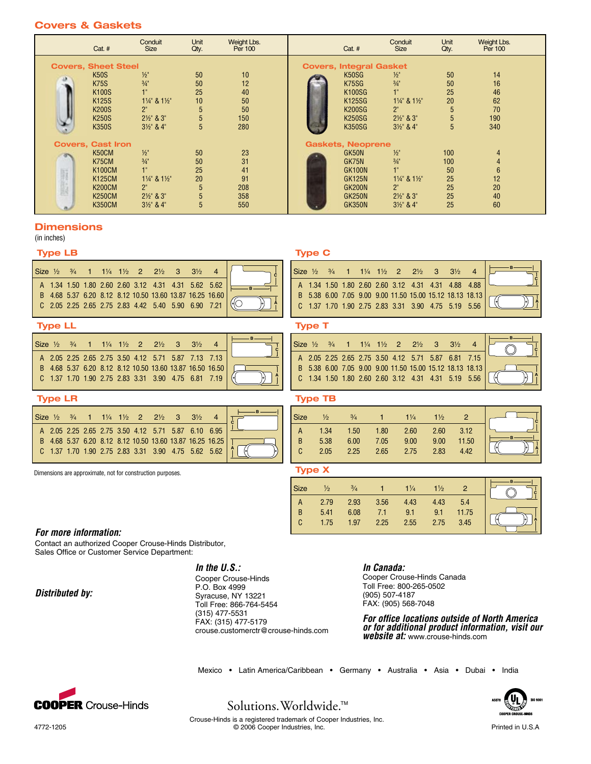## Covers & Gaskets

| Cat. # | Conduit Size | Unit Qty. | Weight Lbs. Per 100 |
|---|---|---|---|
| **Covers, Sheet Steel** | | | |
| K50S | ½" | 50 | 10 |
| K75S | ¾" | 50 | 12 |
| K100S | 1" | 25 | 40 |
| K125S | 1¼" & 1½" | 10 | 50 |
| K200S | 2" | 5 | 50 |
| K250S | 2½" & 3" | 5 | 150 |
| K350S | 3½" & 4" | 5 | 280 |
| **Covers, Cast Iron** | | | |
| K50CM | ½" | 50 | 23 |
| K75CM | ¾" | 50 | 31 |
| K100CM | 1" | 25 | 41 |
| K125CM | 1¼" & 1½" | 20 | 91 |
| K200CM | 2" | 5 | 208 |
| K250CM | 2½" & 3" | 5 | 358 |
| K350CM | 3½" & 4" | 5 | 550 |

| Cat. # | Conduit Size | Unit Qty. | Weight Lbs. Per 100 |
|---|---|---|---|
| **Covers, Integral Gasket** | | | |
| K50SG | ½" | 50 | 14 |
| K75SG | ¾" | 50 | 16 |
| K100SG | 1" | 25 | 46 |
| K125SG | 1¼" & 1½" | 20 | 62 |
| K200SG | 2" | 5 | 70 |
| K250SG | 2½" & 3" | 5 | 190 |
| K350SG | 3½" & 4" | 5 | 340 |
| **Gaskets, Neoprene** | | | |
| GK50N | ½" | 100 | 4 |
| GK75N | ¾" | 100 | 4 |
| GK100N | 1" | 50 | 6 |
| GK125N | 1¼" & 1½" | 25 | 12 |
| GK200N | 2" | 25 | 20 |
| GK250N | 2½" & 3" | 25 | 40 |
| GK350N | 3½" & 4" | 25 | 60 |

## Dimensions
(in inches)

### Type LB

| Size | ½ | ¾ | 1 | 1¼ | 1½ | 2 | 2½ | 3 | 3½ | 4 |
|---|---|---|---|---|---|---|---|---|---|---|
| A | 1.34 | 1.50 | 1.80 | 2.60 | 2.60 | 3.12 | 4.31 | 4.31 | 5.62 | 5.62 |
| B | 4.68 | 5.37 | 6.20 | 8.12 | 8.12 | 10.50 | 13.60 | 13.87 | 16.25 | 16.60 |
| C | 2.05 | 2.25 | 2.65 | 2.75 | 2.83 | 4.42 | 5.40 | 5.90 | 6.90 | 7.21 |

### Type LL

| Size | ½ | ¾ | 1 | 1¼ | 1½ | 2 | 2½ | 3 | 3½ | 4 |
|---|---|---|---|---|---|---|---|---|---|---|
| A | 2.05 | 2.25 | 2.65 | 2.75 | 3.50 | 4.12 | 5.71 | 5.87 | 7.13 | 7.13 |
| B | 4.68 | 5.37 | 6.20 | 8.12 | 8.12 | 10.50 | 13.60 | 13.87 | 16.50 | 16.50 |
| C | 1.37 | 1.70 | 1.90 | 2.75 | 2.83 | 3.31 | 3.90 | 4.75 | 6.81 | 7.19 |

### Type LR

| Size | ½ | ¾ | 1 | 1¼ | 1½ | 2 | 2½ | 3 | 3½ | 4 |
|---|---|---|---|---|---|---|---|---|---|---|
| A | 2.05 | 2.25 | 2.65 | 2.75 | 3.50 | 4.12 | 5.71 | 5.87 | 6.10 | 6.95 |
| B | 4.68 | 5.37 | 6.20 | 8.12 | 8.12 | 10.50 | 13.60 | 13.87 | 16.25 | 16.25 |
| C | 1.37 | 1.70 | 1.90 | 2.75 | 2.83 | 3.31 | 3.90 | 4.75 | 5.62 | 5.62 |

Dimensions are approximate, not for construction purposes.

### Type C

| Size | ½ | ¾ | 1 | 1¼ | 1½ | 2 | 2½ | 3 | 3½ | 4 |
|---|---|---|---|---|---|---|---|---|---|---|
| A | 1.34 | 1.50 | 1.80 | 2.60 | 2.60 | 3.12 | 4.31 | 4.31 | 4.88 | 4.88 |
| B | 5.38 | 6.00 | 7.05 | 9.00 | 9.00 | 11.50 | 15.00 | 15.12 | 18.13 | 18.13 |
| C | 1.37 | 1.70 | 1.90 | 2.75 | 2.83 | 3.31 | 3.90 | 4.75 | 5.19 | 5.56 |

### Type T

| Size | ½ | ¾ | 1 | 1¼ | 1½ | 2 | 2½ | 3 | 3½ | 4 |
|---|---|---|---|---|---|---|---|---|---|---|
| A | 2.05 | 2.25 | 2.65 | 2.75 | 3.50 | 4.12 | 5.71 | 5.87 | 6.81 | 7.15 |
| B | 5.38 | 6.00 | 7.05 | 9.00 | 9.00 | 11.50 | 15.00 | 15.12 | 18.13 | 18.13 |
| C | 1.34 | 1.50 | 1.80 | 2.60 | 2.60 | 3.12 | 4.31 | 4.31 | 5.19 | 5.56 |

### Type TB

| Size | ½ | ¾ | 1 | 1¼ | 1½ | 2 |
|---|---|---|---|---|---|---|
| A | 1.34 | 1.50 | 1.80 | 2.60 | 2.60 | 3.12 |
| B | 5.38 | 6.00 | 7.05 | 9.00 | 9.00 | 11.50 |
| C | 2.05 | 2.25 | 2.65 | 2.75 | 2.83 | 4.42 |

### Type X

| Size | ½ | ¾ | 1 | 1¼ | 1½ | 2 |
|---|---|---|---|---|---|---|
| A | 2.79 | 2.93 | 3.56 | 4.43 | 4.43 | 5.4 |
| B | 5.41 | 6.08 | 7.1 | 9.1 | 9.1 | 11.75 |
| C | 1.75 | 1.97 | 2.25 | 2.55 | 2.75 | 3.45 |

***For more information:***

Contact an authorized Cooper Crouse-Hinds Distributor, Sales Office or Customer Service Department:

***Distributed by:***

***In the U.S.:***
Cooper Crouse-Hinds
P.O. Box 4999
Syracuse, NY 13221
Toll Free: 866-764-5454
(315) 477-5531
FAX: (315) 477-5179
crouse.customerctr@crouse-hinds.com

***In Canada:***
Cooper Crouse-Hinds Canada
Toll Free: 800-265-0502
(905) 507-4187
FAX: (905) 568-7048

***For office locations outside of North America or for additional product information, visit our website at:*** www.crouse-hinds.com

Mexico • Latin America/Caribbean • Germany • Australia • Asia • Dubai • India

COOPER Crouse-Hinds

Solutions. Worldwide.™

Crouse-Hinds is a registered trademark of Cooper Industries, Inc.
© 2006 Cooper Industries, Inc.

4772-1205

Printed in U.S.A